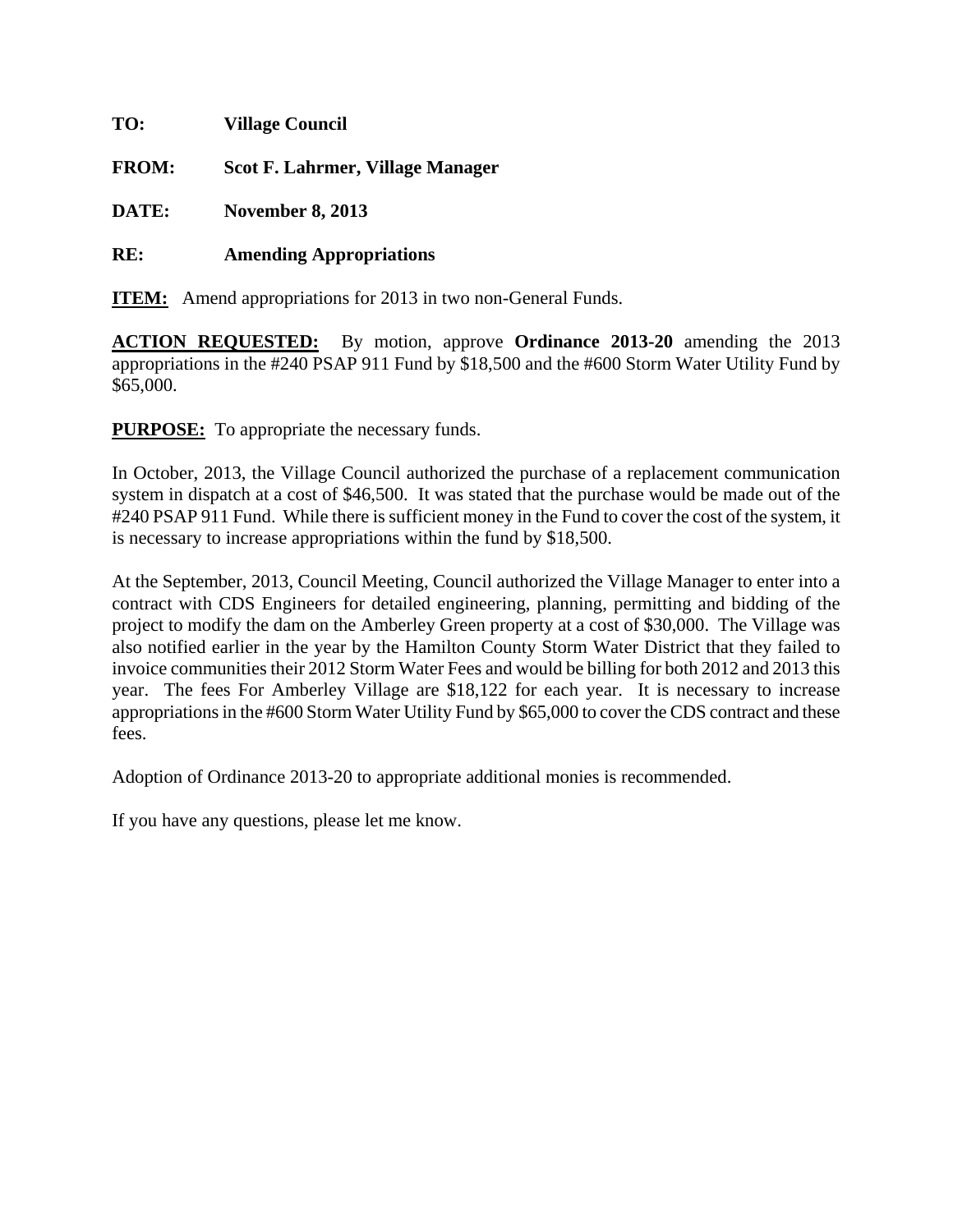**TO:** **Village Council**

**FROM:** **Scot F. Lahrmer, Village Manager**

**DATE:** **November 8, 2013**

**RE:** **Amending Appropriations**

**ITEM:** Amend appropriations for 2013 in two non-General Funds.

**ACTION REQUESTED:** By motion, approve **Ordinance 2013-20** amending the 2013 appropriations in the #240 PSAP 911 Fund by $18,500 and the #600 Storm Water Utility Fund by $65,000.

**PURPOSE:** To appropriate the necessary funds.

In October, 2013, the Village Council authorized the purchase of a replacement communication system in dispatch at a cost of $46,500. It was stated that the purchase would be made out of the #240 PSAP 911 Fund. While there is sufficient money in the Fund to cover the cost of the system, it is necessary to increase appropriations within the fund by $18,500.

At the September, 2013, Council Meeting, Council authorized the Village Manager to enter into a contract with CDS Engineers for detailed engineering, planning, permitting and bidding of the project to modify the dam on the Amberley Green property at a cost of $30,000. The Village was also notified earlier in the year by the Hamilton County Storm Water District that they failed to invoice communities their 2012 Storm Water Fees and would be billing for both 2012 and 2013 this year. The fees For Amberley Village are $18,122 for each year. It is necessary to increase appropriations in the #600 Storm Water Utility Fund by $65,000 to cover the CDS contract and these fees.

Adoption of Ordinance 2013-20 to appropriate additional monies is recommended.

If you have any questions, please let me know.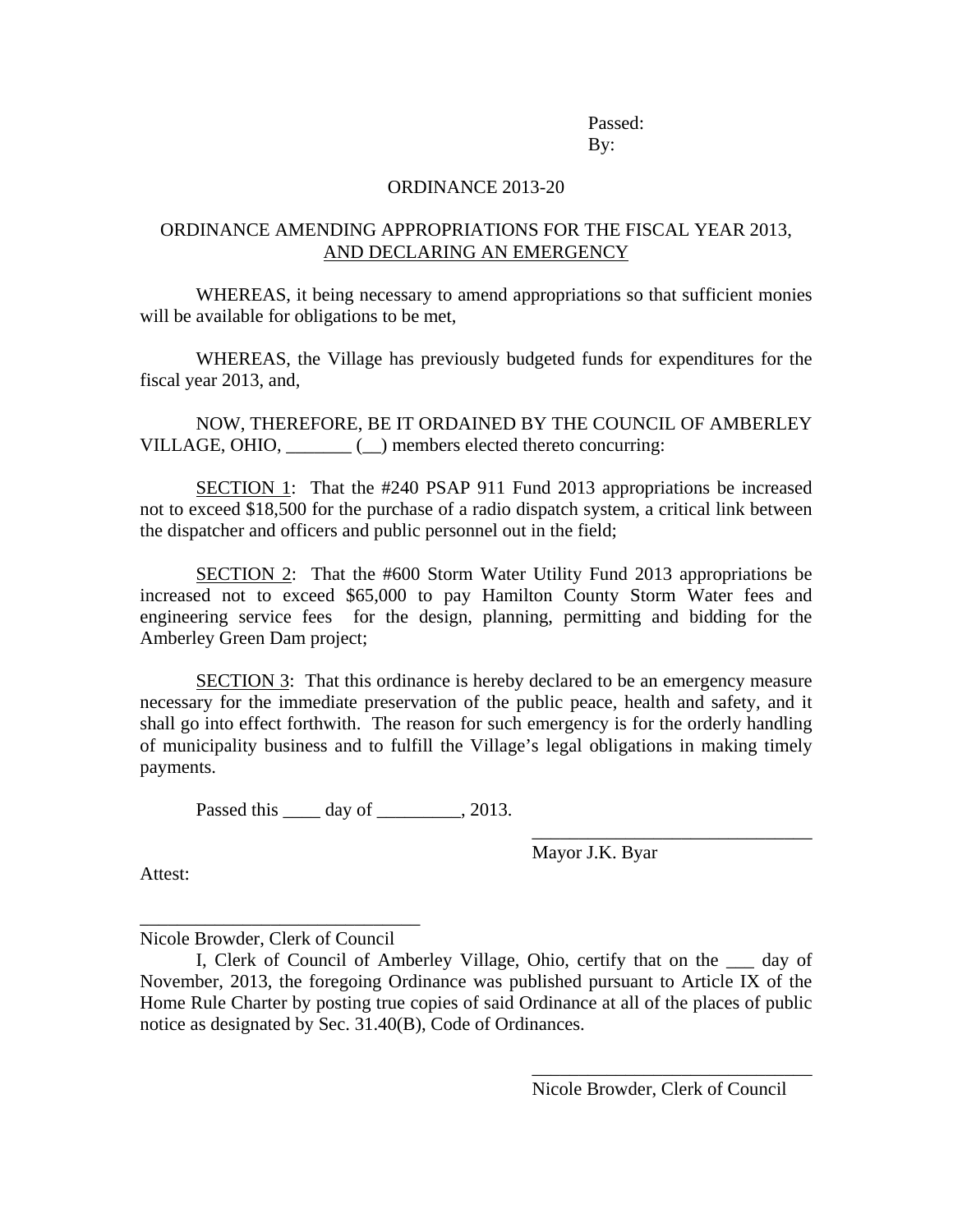Passed:
By:

ORDINANCE 2013-20

ORDINANCE AMENDING APPROPRIATIONS FOR THE FISCAL YEAR 2013, AND DECLARING AN EMERGENCY

WHEREAS, it being necessary to amend appropriations so that sufficient monies will be available for obligations to be met,

WHEREAS, the Village has previously budgeted funds for expenditures for the fiscal year 2013, and,

NOW, THEREFORE, BE IT ORDAINED BY THE COUNCIL OF AMBERLEY VILLAGE, OHIO, _______ (__) members elected thereto concurring:

SECTION 1: That the #240 PSAP 911 Fund 2013 appropriations be increased not to exceed $18,500 for the purchase of a radio dispatch system, a critical link between the dispatcher and officers and public personnel out in the field;

SECTION 2: That the #600 Storm Water Utility Fund 2013 appropriations be increased not to exceed $65,000 to pay Hamilton County Storm Water fees and engineering service fees for the design, planning, permitting and bidding for the Amberley Green Dam project;

SECTION 3: That this ordinance is hereby declared to be an emergency measure necessary for the immediate preservation of the public peace, health and safety, and it shall go into effect forthwith. The reason for such emergency is for the orderly handling of municipality business and to fulfill the Village's legal obligations in making timely payments.

Passed this ____ day of _________, 2013.

______________________________
Mayor J.K. Byar

Attest:

______________________________
Nicole Browder, Clerk of Council

I, Clerk of Council of Amberley Village, Ohio, certify that on the ___ day of November, 2013, the foregoing Ordinance was published pursuant to Article IX of the Home Rule Charter by posting true copies of said Ordinance at all of the places of public notice as designated by Sec. 31.40(B), Code of Ordinances.

______________________________
Nicole Browder, Clerk of Council